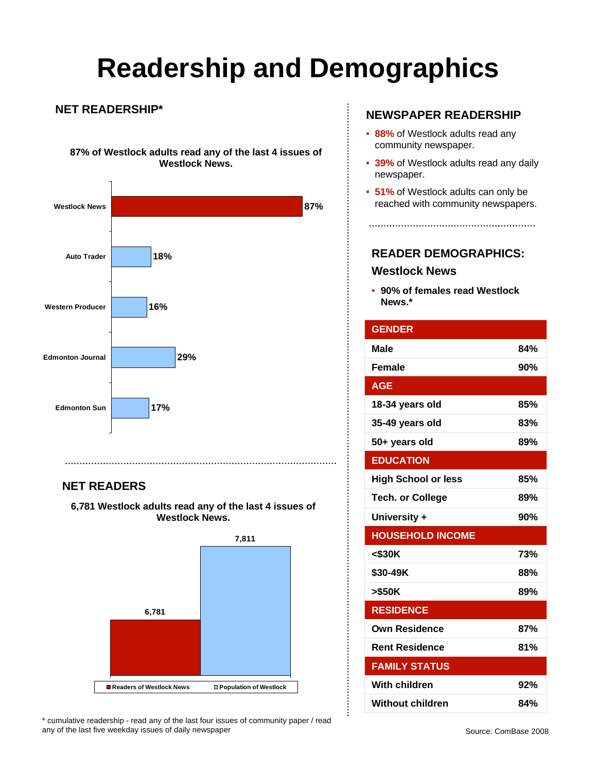# Readership and Demographics

## NET READERSHIP*

**87% of Westlock adults read any of the last 4 issues of Westlock News.**

| Newspaper | Readership |
|---|---|
| Westlock News | 87% |
| Auto Trader | 18% |
| Western Producer | 16% |
| Edmonton Journal | 29% |
| Edmonton Sun | 17% |

## NET READERS

**6,781 Westlock adults read any of the last 4 issues of Westlock News.**

| | Number |
|---|---|
| Readers of Westlock News | 6,781 |
| Population of Westlock | 7,811 |

## NEWSPAPER READERSHIP

- **88%** of Westlock adults read any community newspaper.
- **39%** of Westlock adults read any daily newspaper.
- **51%** of Westlock adults can only be reached with community newspapers.

## READER DEMOGRAPHICS: Westlock News

- **90% of females read Westlock News.***

| GENDER | |
|---|---|
| Male | 84% |
| Female | 90% |
| **AGE** | |
| 18-34 years old | 85% |
| 35-49 years old | 83% |
| 50+ years old | 89% |
| **EDUCATION** | |
| High School or less | 85% |
| Tech. or College | 89% |
| University + | 90% |
| **HOUSEHOLD INCOME** | |
| <$30K | 73% |
| $30-49K | 88% |
| >$50K | 89% |
| **RESIDENCE** | |
| Own Residence | 87% |
| Rent Residence | 81% |
| **FAMILY STATUS** | |
| With children | 92% |
| Without children | 84% |

* cumulative readership - read any of the last four issues of community paper / read any of the last five weekday issues of daily newspaper

Source: ComBase 2008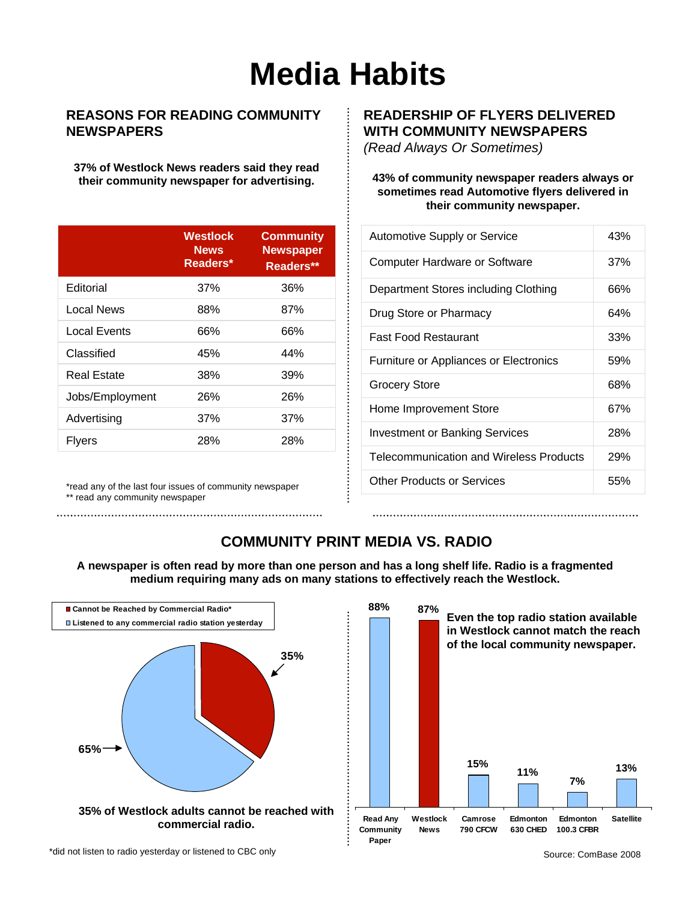# Media Habits

## REASONS FOR READING COMMUNITY NEWSPAPERS

**37% of Westlock News readers said they read their community newspaper for advertising.**

| | Westlock News Readers* | Community Newspaper Readers** |
|---|---|---|
| Editorial | 37% | 36% |
| Local News | 88% | 87% |
| Local Events | 66% | 66% |
| Classified | 45% | 44% |
| Real Estate | 38% | 39% |
| Jobs/Employment | 26% | 26% |
| Advertising | 37% | 37% |
| Flyers | 28% | 28% |

*read any of the last four issues of community newspaper
** read any community newspaper

## READERSHIP OF FLYERS DELIVERED WITH COMMUNITY NEWSPAPERS

*(Read Always Or Sometimes)*

**43% of community newspaper readers always or sometimes read Automotive flyers delivered in their community newspaper.**

| | |
|---|---|
| Automotive Supply or Service | 43% |
| Computer Hardware or Software | 37% |
| Department Stores including Clothing | 66% |
| Drug Store or Pharmacy | 64% |
| Fast Food Restaurant | 33% |
| Furniture or Appliances or Electronics | 59% |
| Grocery Store | 68% |
| Home Improvement Store | 67% |
| Investment or Banking Services | 28% |
| Telecommunication and Wireless Products | 29% |
| Other Products or Services | 55% |

## COMMUNITY PRINT MEDIA VS. RADIO

**A newspaper is often read by more than one person and has a long shelf life. Radio is a fragmented medium requiring many ads on many stations to effectively reach the Westlock.**

Cannot be Reached by Commercial Radio*
Listened to any commercial radio station yesterday

35%

65%

**35% of Westlock adults cannot be reached with commercial radio.**

*did not listen to radio yesterday or listened to CBC only

88%
87%
15%
11%
7%
13%

Read Any Community Paper
Westlock News
Camrose 790 CFCW
Edmonton 630 CHED
Edmonton 100.3 CFBR
Satellite

**Even the top radio station available in Westlock cannot match the reach of the local community newspaper.**

Source: ComBase 2008